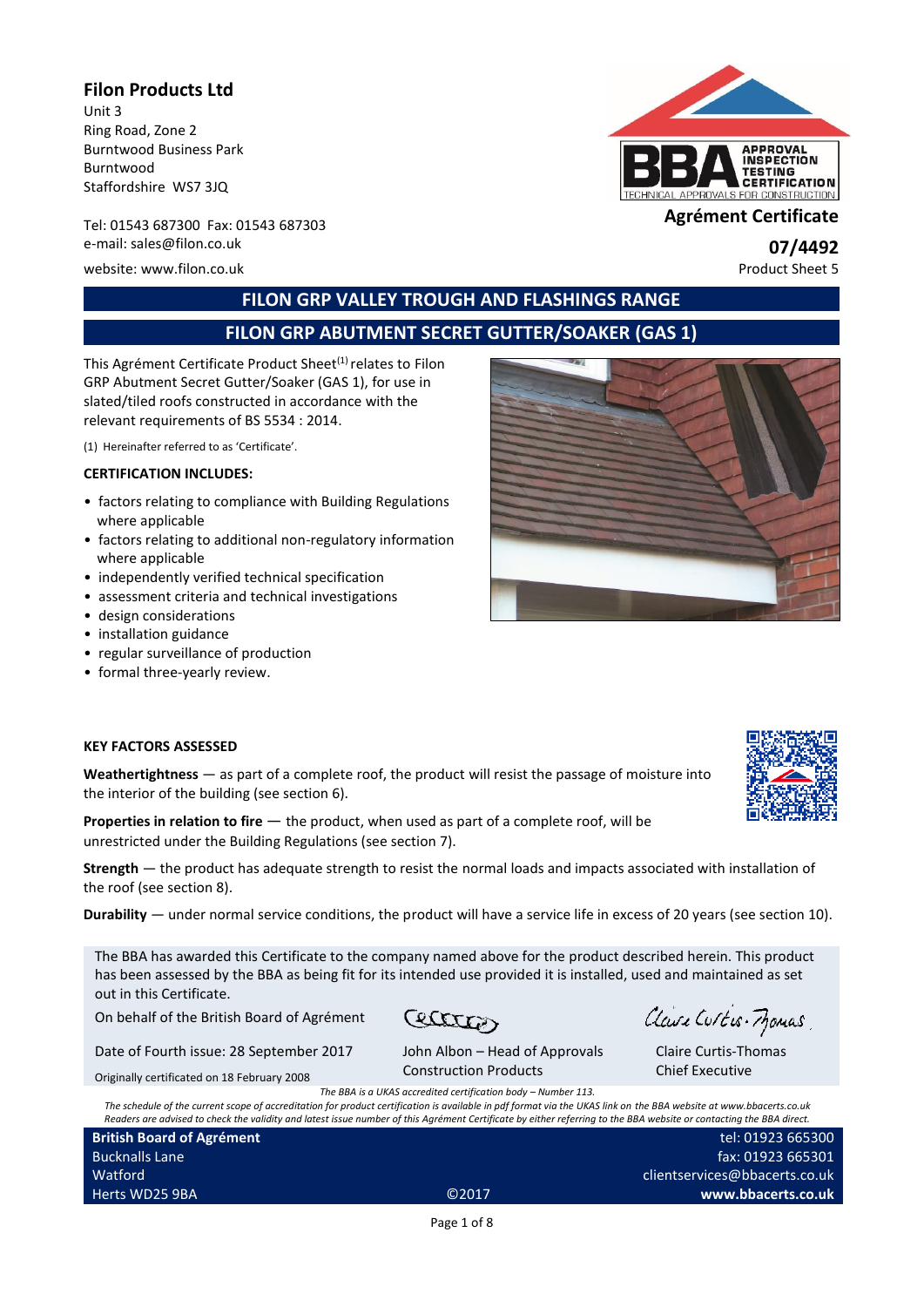**Filon Products Ltd**
Unit 3
Ring Road, Zone 2
Burntwood Business Park
Burntwood
Staffordshire WS7 3JQ

Tel: 01543 687300 Fax: 01543 687303
e-mail: sales@filon.co.uk
website: www.filon.co.uk

**Agrément Certificate**
**07/4492**
Product Sheet 5

# FILON GRP VALLEY TROUGH AND FLASHINGS RANGE

## FILON GRP ABUTMENT SECRET GUTTER/SOAKER (GAS 1)

This Agrément Certificate Product Sheet(1) relates to Filon GRP Abutment Secret Gutter/Soaker (GAS 1), for use in slated/tiled roofs constructed in accordance with the relevant requirements of BS 5534 : 2014.

(1) Hereinafter referred to as 'Certificate'.

**CERTIFICATION INCLUDES:**

- factors relating to compliance with Building Regulations where applicable
- factors relating to additional non-regulatory information where applicable
- independently verified technical specification
- assessment criteria and technical investigations
- design considerations
- installation guidance
- regular surveillance of production
- formal three-yearly review.

**KEY FACTORS ASSESSED**

**Weathertightness** — as part of a complete roof, the product will resist the passage of moisture into the interior of the building (see section 6).

**Properties in relation to fire** — the product, when used as part of a complete roof, will be unrestricted under the Building Regulations (see section 7).

**Strength** — the product has adequate strength to resist the normal loads and impacts associated with installation of the roof (see section 8).

**Durability** — under normal service conditions, the product will have a service life in excess of 20 years (see section 10).

The BBA has awarded this Certificate to the company named above for the product described herein. This product has been assessed by the BBA as being fit for its intended use provided it is installed, used and maintained as set out in this Certificate.

On behalf of the British Board of Agrément

Date of Fourth issue: 28 September 2017

Originally certificated on 18 February 2008

John Albon – Head of Approvals
Construction Products

Claire Curtis-Thomas
Chief Executive

*The BBA is a UKAS accredited certification body – Number 113.*
*The schedule of the current scope of accreditation for product certification is available in pdf format via the UKAS link on the BBA website at www.bbacerts.co.uk*
*Readers are advised to check the validity and latest issue number of this Agrément Certificate by either referring to the BBA website or contacting the BBA direct.*

**British Board of Agrément**
Bucknalls Lane
Watford
Herts WD25 9BA

©2017

tel: 01923 665300
fax: 01923 665301
clientservices@bbacerts.co.uk
**www.bbacerts.co.uk**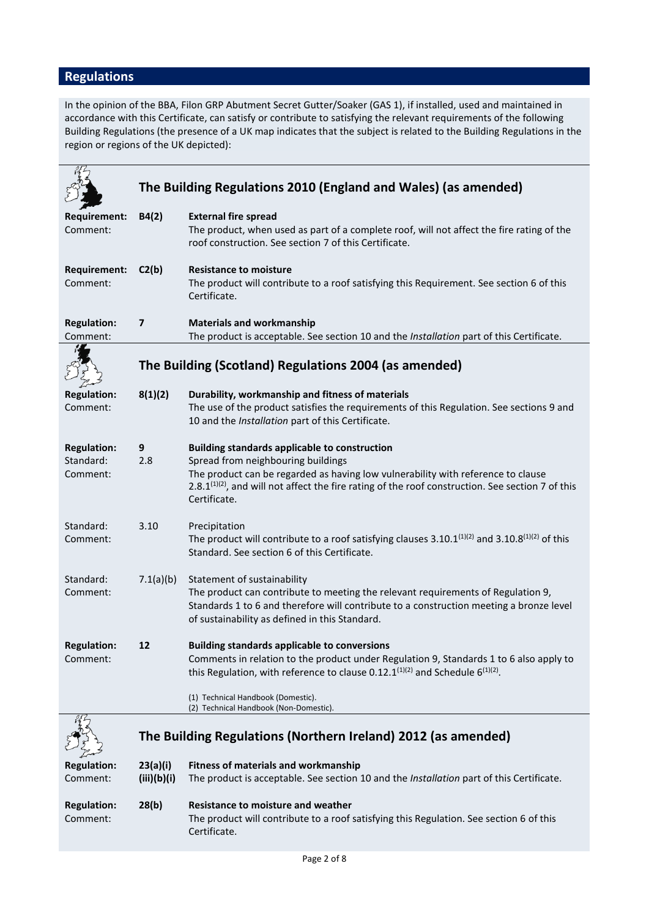## Regulations

In the opinion of the BBA, Filon GRP Abutment Secret Gutter/Soaker (GAS 1), if installed, used and maintained in accordance with this Certificate, can satisfy or contribute to satisfying the relevant requirements of the following Building Regulations (the presence of a UK map indicates that the subject is related to the Building Regulations in the region or regions of the UK depicted):

### The Building Regulations 2010 (England and Wales) (as amended)

**Requirement: B4(2)** **External fire spread**
Comment: The product, when used as part of a complete roof, will not affect the fire rating of the roof construction. See section 7 of this Certificate.

**Requirement: C2(b)** **Resistance to moisture**
Comment: The product will contribute to a roof satisfying this Requirement. See section 6 of this Certificate.

**Regulation: 7** **Materials and workmanship**
Comment: The product is acceptable. See section 10 and the *Installation* part of this Certificate.

### The Building (Scotland) Regulations 2004 (as amended)

**Regulation: 8(1)(2)** **Durability, workmanship and fitness of materials**
Comment: The use of the product satisfies the requirements of this Regulation. See sections 9 and 10 and the *Installation* part of this Certificate.

**Regulation: 9** **Building standards applicable to construction**
Standard: 2.8 Spread from neighbouring buildings
Comment: The product can be regarded as having low vulnerability with reference to clause 2.8.1(1)(2), and will not affect the fire rating of the roof construction. See section 7 of this Certificate.

Standard: 3.10 Precipitation
Comment: The product will contribute to a roof satisfying clauses 3.10.1(1)(2) and 3.10.8(1)(2) of this Standard. See section 6 of this Certificate.

Standard: 7.1(a)(b) Statement of sustainability
Comment: The product can contribute to meeting the relevant requirements of Regulation 9, Standards 1 to 6 and therefore will contribute to a construction meeting a bronze level of sustainability as defined in this Standard.

**Regulation: 12** **Building standards applicable to conversions**
Comment: Comments in relation to the product under Regulation 9, Standards 1 to 6 also apply to this Regulation, with reference to clause 0.12.1(1)(2) and Schedule 6(1)(2).

(1) Technical Handbook (Domestic).
(2) Technical Handbook (Non-Domestic).

### The Building Regulations (Northern Ireland) 2012 (as amended)

**Regulation: 23(a)(i)(iii)(b)(i)** **Fitness of materials and workmanship**
Comment: The product is acceptable. See section 10 and the *Installation* part of this Certificate.

**Regulation: 28(b)** **Resistance to moisture and weather**
Comment: The product will contribute to a roof satisfying this Regulation. See section 6 of this Certificate.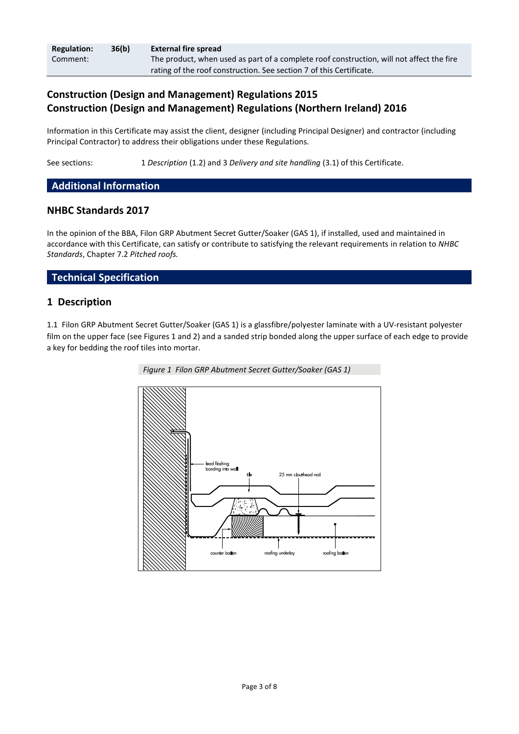| Regulation: | 36(b) | External fire spread |
| --- | --- | --- |
| Comment: | | The product, when used as part of a complete roof construction, will not affect the fire rating of the roof construction. See section 7 of this Certificate. |

## Construction (Design and Management) Regulations 2015
## Construction (Design and Management) Regulations (Northern Ireland) 2016

Information in this Certificate may assist the client, designer (including Principal Designer) and contractor (including Principal Contractor) to address their obligations under these Regulations.

See sections: 1 *Description* (1.2) and 3 *Delivery and site handling* (3.1) of this Certificate.

# Additional Information

## NHBC Standards 2017

In the opinion of the BBA, Filon GRP Abutment Secret Gutter/Soaker (GAS 1), if installed, used and maintained in accordance with this Certificate, can satisfy or contribute to satisfying the relevant requirements in relation to *NHBC Standards*, Chapter 7.2 *Pitched roofs.*

# Technical Specification

## 1 Description

1.1 Filon GRP Abutment Secret Gutter/Soaker (GAS 1) is a glassfibre/polyester laminate with a UV-resistant polyester film on the upper face (see Figures 1 and 2) and a sanded strip bonded along the upper surface of each edge to provide a key for bedding the roof tiles into mortar.

*Figure 1 Filon GRP Abutment Secret Gutter/Soaker (GAS 1)*

lead flashing bonding into wall

tile

25 mm clout-head nail

counter batten

roofing underlay

roofing batten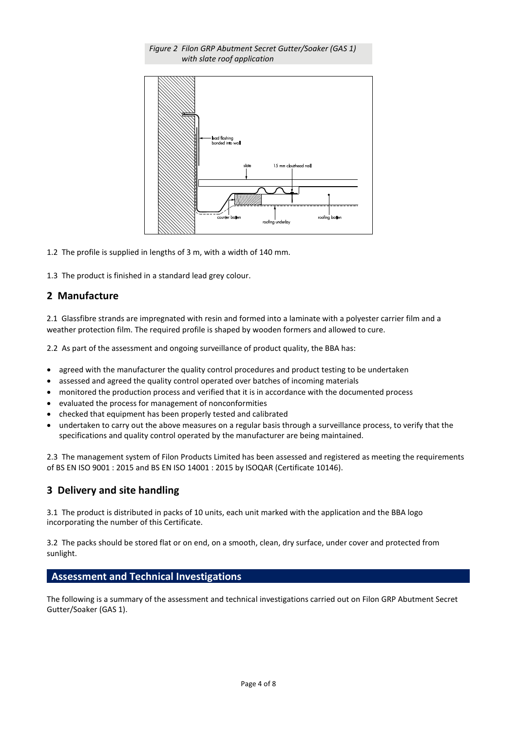*Figure 2 Filon GRP Abutment Secret Gutter/Soaker (GAS 1) with slate roof application*

1.2 The profile is supplied in lengths of 3 m, with a width of 140 mm.

1.3 The product is finished in a standard lead grey colour.

## 2 Manufacture

2.1 Glassfibre strands are impregnated with resin and formed into a laminate with a polyester carrier film and a weather protection film. The required profile is shaped by wooden formers and allowed to cure.

2.2 As part of the assessment and ongoing surveillance of product quality, the BBA has:

- agreed with the manufacturer the quality control procedures and product testing to be undertaken
- assessed and agreed the quality control operated over batches of incoming materials
- monitored the production process and verified that it is in accordance with the documented process
- evaluated the process for management of nonconformities
- checked that equipment has been properly tested and calibrated
- undertaken to carry out the above measures on a regular basis through a surveillance process, to verify that the specifications and quality control operated by the manufacturer are being maintained.

2.3 The management system of Filon Products Limited has been assessed and registered as meeting the requirements of BS EN ISO 9001 : 2015 and BS EN ISO 14001 : 2015 by ISOQAR (Certificate 10146).

## 3 Delivery and site handling

3.1 The product is distributed in packs of 10 units, each unit marked with the application and the BBA logo incorporating the number of this Certificate.

3.2 The packs should be stored flat or on end, on a smooth, clean, dry surface, under cover and protected from sunlight.

## Assessment and Technical Investigations

The following is a summary of the assessment and technical investigations carried out on Filon GRP Abutment Secret Gutter/Soaker (GAS 1).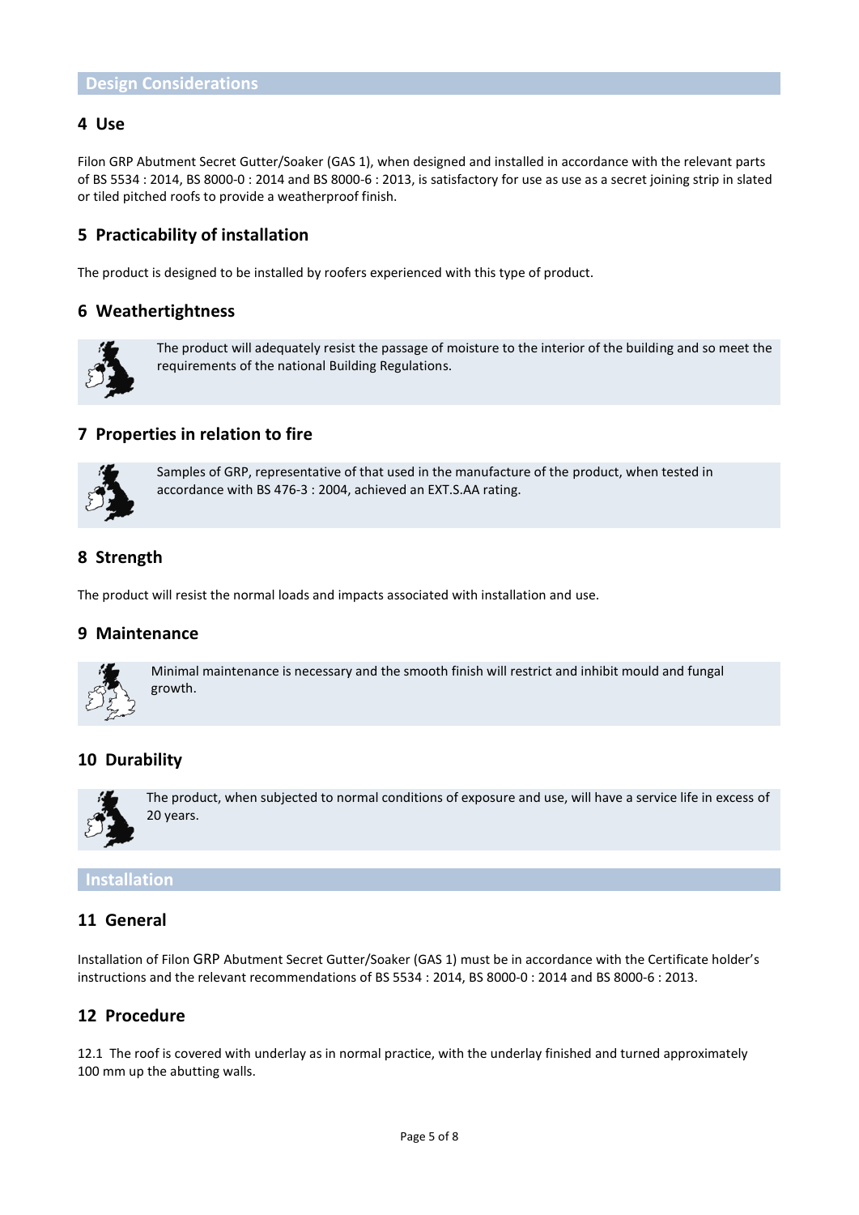## Design Considerations

### 4 Use

Filon GRP Abutment Secret Gutter/Soaker (GAS 1), when designed and installed in accordance with the relevant parts of BS 5534 : 2014, BS 8000-0 : 2014 and BS 8000-6 : 2013, is satisfactory for use as use as a secret joining strip in slated or tiled pitched roofs to provide a weatherproof finish.

### 5 Practicability of installation

The product is designed to be installed by roofers experienced with this type of product.

### 6 Weathertightness

The product will adequately resist the passage of moisture to the interior of the building and so meet the requirements of the national Building Regulations.

### 7 Properties in relation to fire

Samples of GRP, representative of that used in the manufacture of the product, when tested in accordance with BS 476-3 : 2004, achieved an EXT.S.AA rating.

### 8 Strength

The product will resist the normal loads and impacts associated with installation and use.

### 9 Maintenance

Minimal maintenance is necessary and the smooth finish will restrict and inhibit mould and fungal growth.

### 10 Durability

The product, when subjected to normal conditions of exposure and use, will have a service life in excess of 20 years.

## Installation

### 11 General

Installation of Filon GRP Abutment Secret Gutter/Soaker (GAS 1) must be in accordance with the Certificate holder's instructions and the relevant recommendations of BS 5534 : 2014, BS 8000-0 : 2014 and BS 8000-6 : 2013.

### 12 Procedure

12.1 The roof is covered with underlay as in normal practice, with the underlay finished and turned approximately 100 mm up the abutting walls.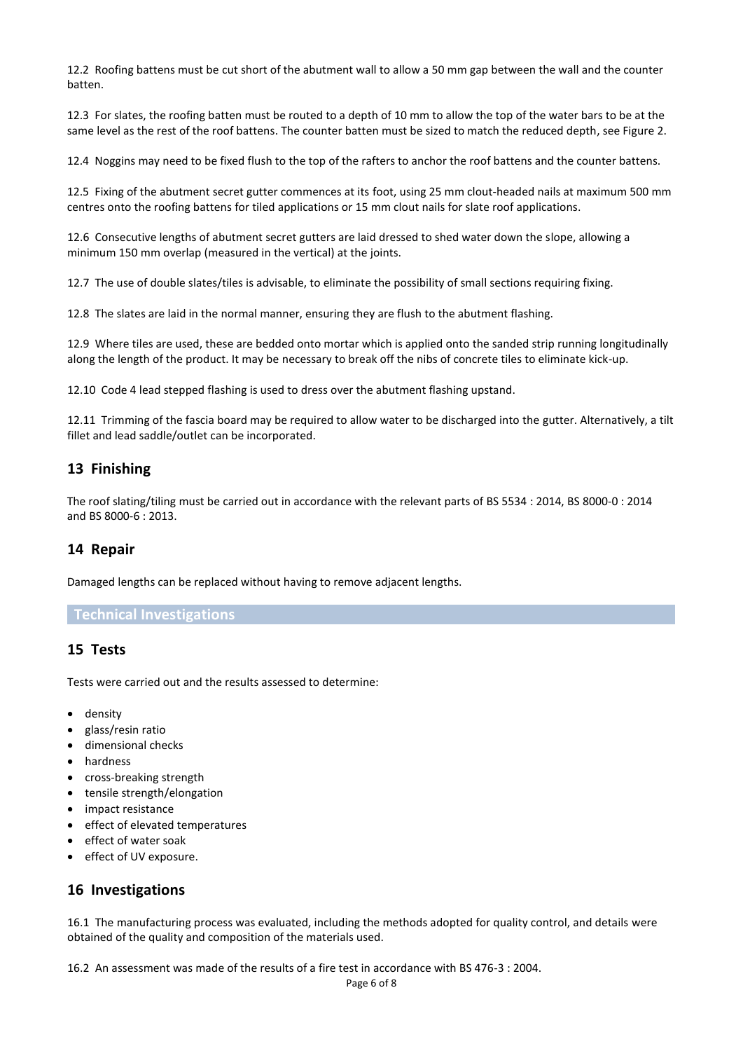12.2 Roofing battens must be cut short of the abutment wall to allow a 50 mm gap between the wall and the counter batten.

12.3 For slates, the roofing batten must be routed to a depth of 10 mm to allow the top of the water bars to be at the same level as the rest of the roof battens. The counter batten must be sized to match the reduced depth, see Figure 2.

12.4 Noggins may need to be fixed flush to the top of the rafters to anchor the roof battens and the counter battens.

12.5 Fixing of the abutment secret gutter commences at its foot, using 25 mm clout-headed nails at maximum 500 mm centres onto the roofing battens for tiled applications or 15 mm clout nails for slate roof applications.

12.6 Consecutive lengths of abutment secret gutters are laid dressed to shed water down the slope, allowing a minimum 150 mm overlap (measured in the vertical) at the joints.

12.7 The use of double slates/tiles is advisable, to eliminate the possibility of small sections requiring fixing.

12.8 The slates are laid in the normal manner, ensuring they are flush to the abutment flashing.

12.9 Where tiles are used, these are bedded onto mortar which is applied onto the sanded strip running longitudinally along the length of the product. It may be necessary to break off the nibs of concrete tiles to eliminate kick-up.

12.10 Code 4 lead stepped flashing is used to dress over the abutment flashing upstand.

12.11 Trimming of the fascia board may be required to allow water to be discharged into the gutter. Alternatively, a tilt fillet and lead saddle/outlet can be incorporated.

## 13 Finishing

The roof slating/tiling must be carried out in accordance with the relevant parts of BS 5534 : 2014, BS 8000-0 : 2014 and BS 8000-6 : 2013.

## 14 Repair

Damaged lengths can be replaced without having to remove adjacent lengths.

# Technical Investigations

## 15 Tests

Tests were carried out and the results assessed to determine:

- density
- glass/resin ratio
- dimensional checks
- hardness
- cross-breaking strength
- tensile strength/elongation
- impact resistance
- effect of elevated temperatures
- effect of water soak
- effect of UV exposure.

## 16 Investigations

16.1 The manufacturing process was evaluated, including the methods adopted for quality control, and details were obtained of the quality and composition of the materials used.

16.2 An assessment was made of the results of a fire test in accordance with BS 476-3 : 2004.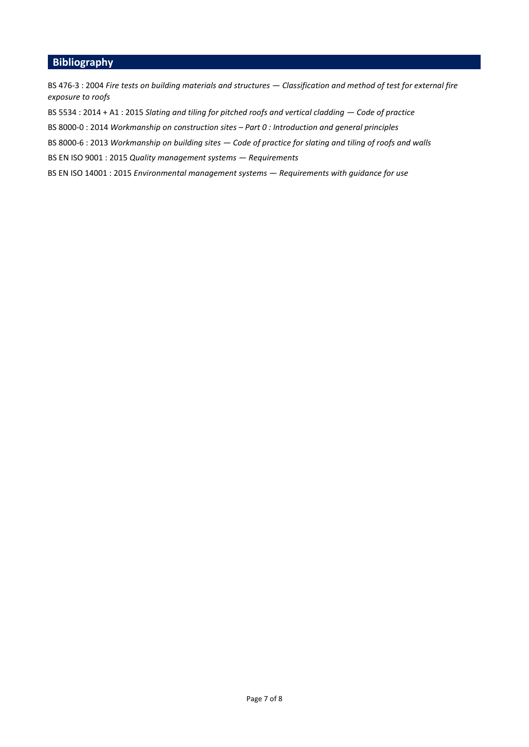## Bibliography

BS 476-3 : 2004 *Fire tests on building materials and structures — Classification and method of test for external fire exposure to roofs*

BS 5534 : 2014 + A1 : 2015 *Slating and tiling for pitched roofs and vertical cladding — Code of practice*

BS 8000-0 : 2014 *Workmanship on construction sites – Part 0 : Introduction and general principles*

BS 8000-6 : 2013 *Workmanship on building sites — Code of practice for slating and tiling of roofs and walls*

BS EN ISO 9001 : 2015 *Quality management systems — Requirements*

BS EN ISO 14001 : 2015 *Environmental management systems — Requirements with guidance for use*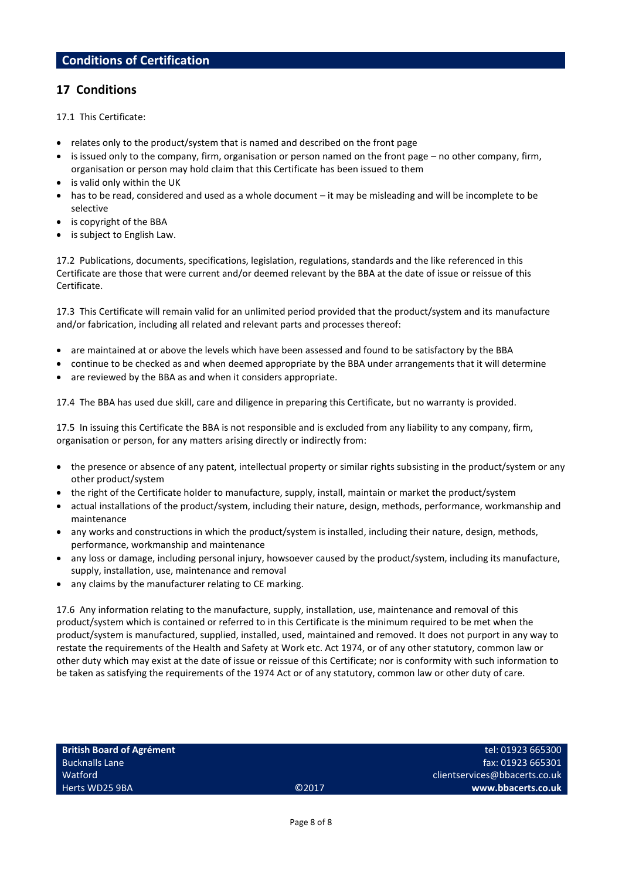## Conditions of Certification

## 17 Conditions

17.1 This Certificate:

- relates only to the product/system that is named and described on the front page
- is issued only to the company, firm, organisation or person named on the front page – no other company, firm, organisation or person may hold claim that this Certificate has been issued to them
- is valid only within the UK
- has to be read, considered and used as a whole document – it may be misleading and will be incomplete to be selective
- is copyright of the BBA
- is subject to English Law.

17.2 Publications, documents, specifications, legislation, regulations, standards and the like referenced in this Certificate are those that were current and/or deemed relevant by the BBA at the date of issue or reissue of this Certificate.

17.3 This Certificate will remain valid for an unlimited period provided that the product/system and its manufacture and/or fabrication, including all related and relevant parts and processes thereof:

- are maintained at or above the levels which have been assessed and found to be satisfactory by the BBA
- continue to be checked as and when deemed appropriate by the BBA under arrangements that it will determine
- are reviewed by the BBA as and when it considers appropriate.

17.4 The BBA has used due skill, care and diligence in preparing this Certificate, but no warranty is provided.

17.5 In issuing this Certificate the BBA is not responsible and is excluded from any liability to any company, firm, organisation or person, for any matters arising directly or indirectly from:

- the presence or absence of any patent, intellectual property or similar rights subsisting in the product/system or any other product/system
- the right of the Certificate holder to manufacture, supply, install, maintain or market the product/system
- actual installations of the product/system, including their nature, design, methods, performance, workmanship and maintenance
- any works and constructions in which the product/system is installed, including their nature, design, methods, performance, workmanship and maintenance
- any loss or damage, including personal injury, howsoever caused by the product/system, including its manufacture, supply, installation, use, maintenance and removal
- any claims by the manufacturer relating to CE marking.

17.6 Any information relating to the manufacture, supply, installation, use, maintenance and removal of this product/system which is contained or referred to in this Certificate is the minimum required to be met when the product/system is manufactured, supplied, installed, used, maintained and removed. It does not purport in any way to restate the requirements of the Health and Safety at Work etc. Act 1974, or of any other statutory, common law or other duty which may exist at the date of issue or reissue of this Certificate; nor is conformity with such information to be taken as satisfying the requirements of the 1974 Act or of any statutory, common law or other duty of care.

**British Board of Agrément**
Bucknalls Lane
Watford
Herts WD25 9BA

©2017

tel: 01923 665300
fax: 01923 665301
clientservices@bbacerts.co.uk
**www.bbacerts.co.uk**